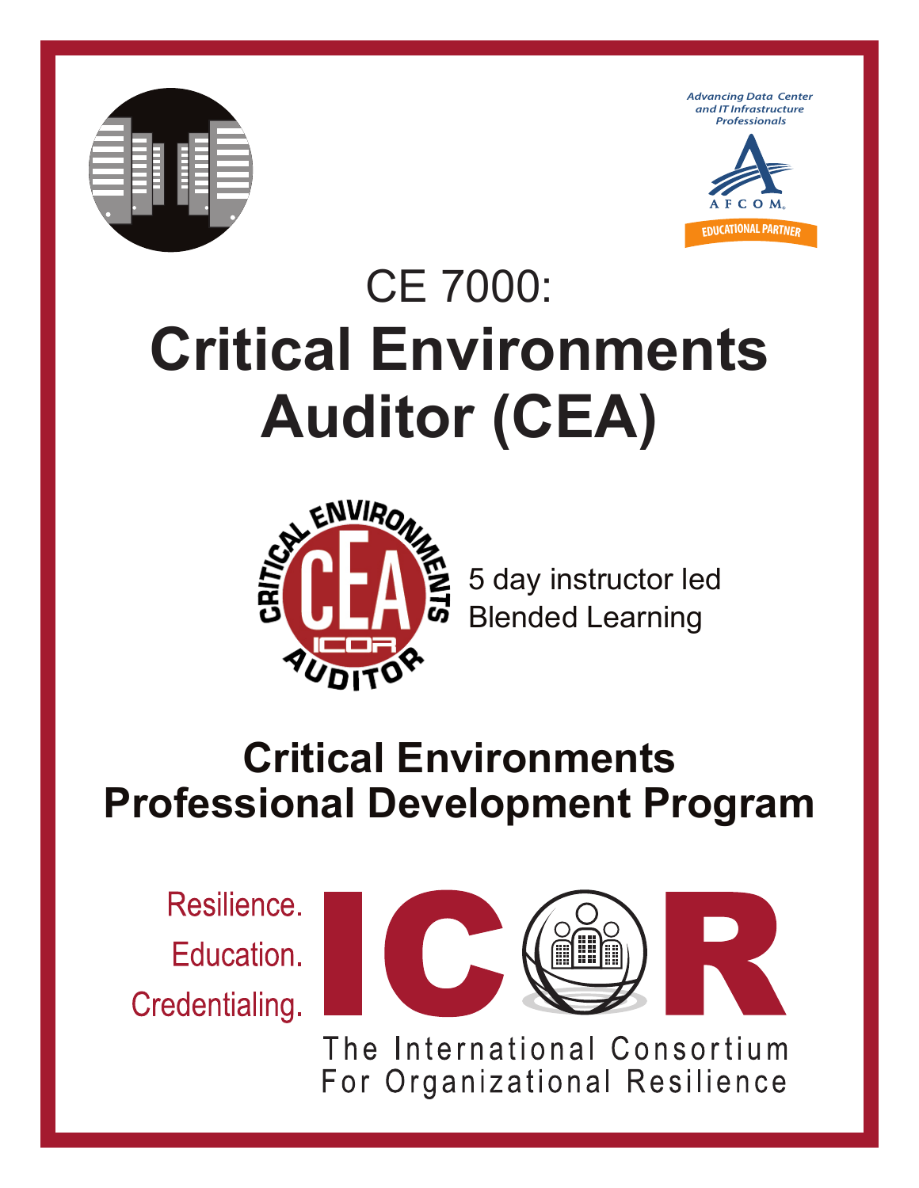Advancing Data Center and IT Infrastructure Professionals

AFCOM

EDUCATIONAL PARTNER

# CE 7000:
# Critical Environments Auditor (CEA)

CRITICAL ENVIRONMENTS CEA ICOR AUDITOR

5 day instructor led
Blended Learning

## Critical Environments Professional Development Program

Resilience.
Education.
Credentialing.

ICOR

The International Consortium For Organizational Resilience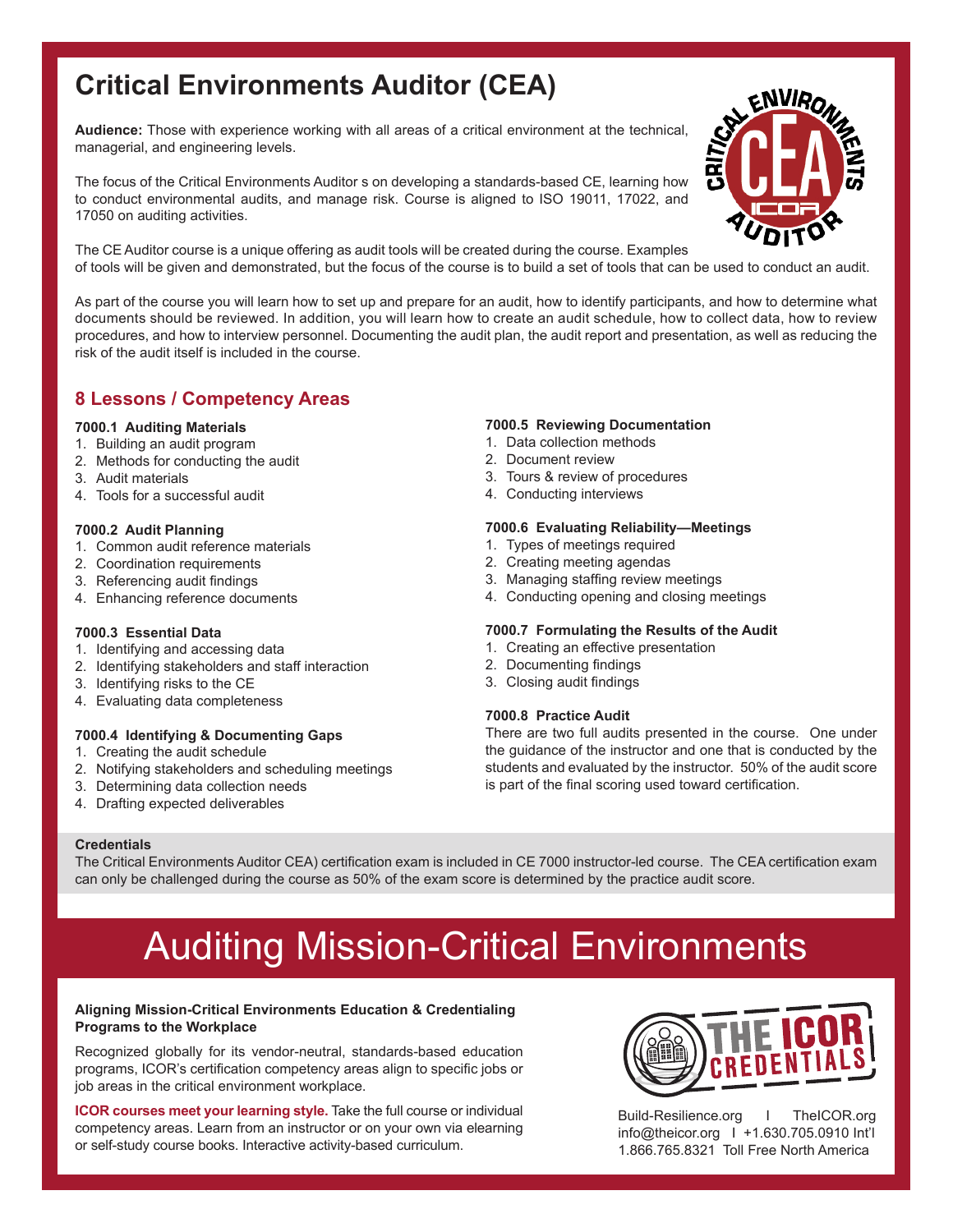# Critical Environments Auditor (CEA)

**Audience:** Those with experience working with all areas of a critical environment at the technical, managerial, and engineering levels.

The focus of the Critical Environments Auditor s on developing a standards-based CE, learning how to conduct environmental audits, and manage risk. Course is aligned to ISO 19011, 17022, and 17050 on auditing activities.

The CE Auditor course is a unique offering as audit tools will be created during the course. Examples of tools will be given and demonstrated, but the focus of the course is to build a set of tools that can be used to conduct an audit.

As part of the course you will learn how to set up and prepare for an audit, how to identify participants, and how to determine what documents should be reviewed. In addition, you will learn how to create an audit schedule, how to collect data, how to review procedures, and how to interview personnel. Documenting the audit plan, the audit report and presentation, as well as reducing the risk of the audit itself is included in the course.

## 8 Lessons / Competency Areas

**7000.1 Auditing Materials**

1. Building an audit program
2. Methods for conducting the audit
3. Audit materials
4. Tools for a successful audit

**7000.2 Audit Planning**

1. Common audit reference materials
2. Coordination requirements
3. Referencing audit findings
4. Enhancing reference documents

**7000.3 Essential Data**

1. Identifying and accessing data
2. Identifying stakeholders and staff interaction
3. Identifying risks to the CE
4. Evaluating data completeness

**7000.4 Identifying & Documenting Gaps**

1. Creating the audit schedule
2. Notifying stakeholders and scheduling meetings
3. Determining data collection needs
4. Drafting expected deliverables

**7000.5 Reviewing Documentation**

1. Data collection methods
2. Document review
3. Tours & review of procedures
4. Conducting interviews

**7000.6 Evaluating Reliability—Meetings**

1. Types of meetings required
2. Creating meeting agendas
3. Managing staffing review meetings
4. Conducting opening and closing meetings

**7000.7 Formulating the Results of the Audit**

1. Creating an effective presentation
2. Documenting findings
3. Closing audit findings

**7000.8 Practice Audit**

There are two full audits presented in the course. One under the guidance of the instructor and one that is conducted by the students and evaluated by the instructor. 50% of the audit score is part of the final scoring used toward certification.

**Credentials**

The Critical Environments Auditor CEA) certification exam is included in CE 7000 instructor-led course. The CEA certification exam can only be challenged during the course as 50% of the exam score is determined by the practice audit score.

# Auditing Mission-Critical Environments

**Aligning Mission-Critical Environments Education & Credentialing Programs to the Workplace**

Recognized globally for its vendor-neutral, standards-based education programs, ICOR's certification competency areas align to specific jobs or job areas in the critical environment workplace.

**ICOR courses meet your learning style.** Take the full course or individual competency areas. Learn from an instructor or on your own via elearning or self-study course books. Interactive activity-based curriculum.

THE ICOR CREDENTIALS

Build-Resilience.org | TheICOR.org
info@theicor.org | +1.630.705.0910 Int'l
1.866.765.8321 Toll Free North America